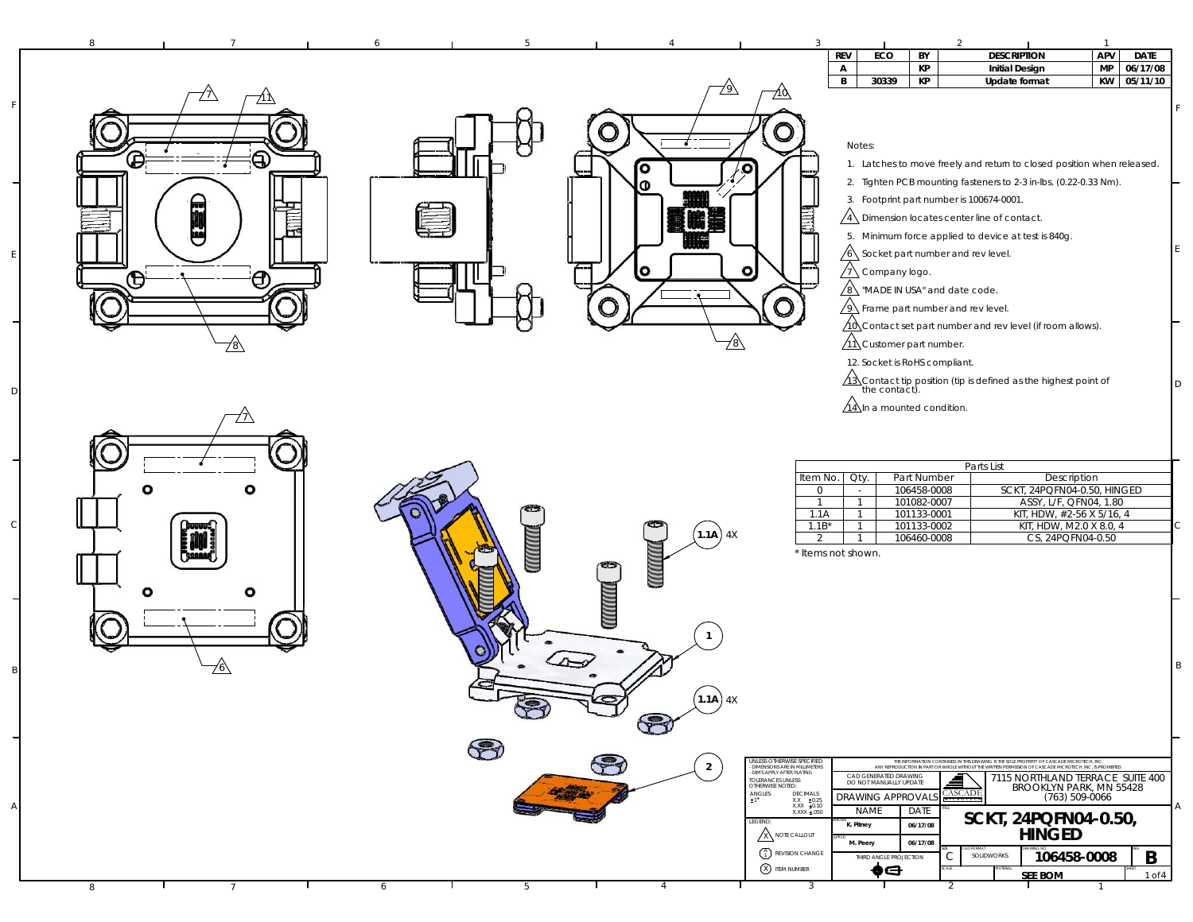| REV | ECO | BY | DESCRIPTION | APV | DATE |
|---|---|---|---|---|---|
| A | | KP | Initial Design | MP | 06/17/08 |
| B | 30339 | KP | Update format | KW | 05/11/10 |

Notes:

1. Latches to move freely and return to closed position when released.
2. Tighten PCB mounting fasteners to 2-3 in-lbs. (0.22-0.33 Nm).
3. Footprint part number is 100674-0001.
4. Dimension locates center line of contact.
5. Minimum force applied to device at test is 840g.
6. Socket part number and rev level.
7. Company logo.
8. "MADE IN USA" and date code.
9. Frame part number and rev level.
10. Contact set part number and rev level (if room allows).
11. Customer part number.
12. Socket is RoHS compliant.
13. Contact tip position (tip is defined as the highest point of the contact).
14. In a mounted condition.

**Parts List**

| Item No. | Qty. | Part Number | Description |
|---|---|---|---|
| 0 | - | 106458-0008 | SCKT, 24PQFN04-0.50, HINGED |
| 1 | 1 | 101082-0007 | ASSY, L/F, QFN04, 1.80 |
| 1.1A | 1 | 101133-0001 | KIT, HDW, #2-56 X 5/16, 4 |
| 1.1B* | 1 | 101133-0002 | KIT, HDW, M2.0 X 8.0, 4 |
| 2 | 1 | 106460-0008 | CS, 24PQFN04-0.50 |

\* Items not shown.

1.1A 4X

1

1.1A 4X

2

UNLESS OTHERWISE SPECIFIED
- DIMENSIONS ARE IN MILLIMETERS
- DIM'S APPLY AFTER PLATING
TOLERANCES UNLESS OTHERWISE NOTED:
ANGLES ±1°
DECIMALS X.X ±0.25, X.XX ±0.10, X.XXX ±.050

LEGEND:
NOTE CALLOUT
REVISION CHANGE
ITEM NUMBER

THE INFORMATION CONTAINED IN THIS DRAWING IS THE SOLE PROPERTY OF CASCADE MICROTECH, INC. ANY REPRODUCTION IN PART OR WHOLE WITHOUT THE WRITTEN PERMISSION OF CASCADE MICROTECH, INC. IS PROHIBITED.

CAD GENERATED DRAWING
DO NOT MANUALLY UPDATE

| DRAWING APPROVALS | |
|---|---|
| NAME | DATE |
| DRAWN: K. Pitney | 06/17/08 |
| APP'D: M. Peery | 06/17/08 |

THIRD ANGLE PROJECTION

CASCADE MICROTECH
7115 NORTHLAND TERRACE SUITE 400
BROOKLYN PARK, MN 55428
(763) 509-0066

TITLE: **SCKT, 24PQFN04-0.50, HINGED**

SIZE: C | CAD FORMAT: SOLIDWORKS | DRAWING NO: **106458-0008** | REV: **B**

MATERIAL: **SEE BOM**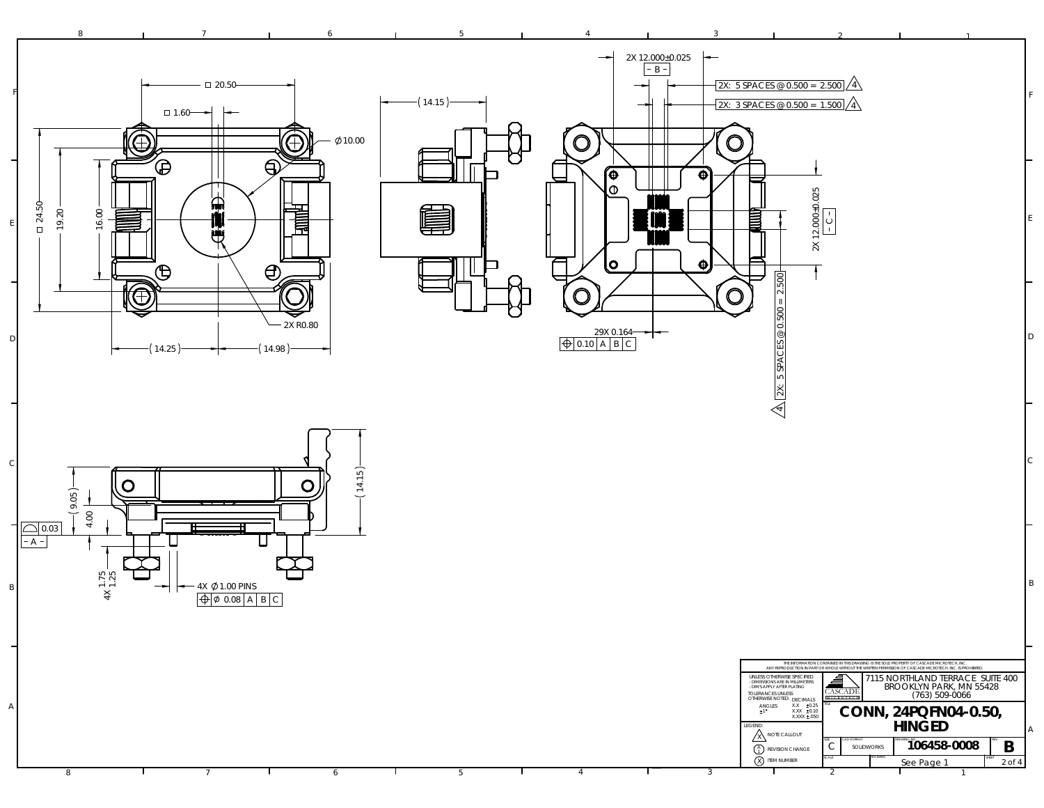2X 12.000±0.025

- B -

2X: 5 SPACES @ 0.500 = 2.500 (4)

2X: 3 SPACES @ 0.500 = 1.500 (4)

□ 20.50

□ 1.60

Ø10.00

(14.15)

□ 24.50

19.20

16.00

2X R0.80

(14.25)

(14.98)

2X 12.000±0.025

- C -

2X: 5 SPACES @ 0.500 = 2.500 (4)

29X 0.164

⌖ 0.10 | A | B | C

(9.05)

4.00

(14.15)

⌓ 0.03

- A -

4X 1.75 1.25

4X Ø1.00 PINS

⌖ Ø 0.08 | A | B | C

THE INFORMATION CONTAINED IN THIS DRAWING IS THE SOLE PROPERTY OF CASCADE MICROTECH, INC. ANY REPRODUCTION IN PART OR WHOLE WITHOUT THE WRITTEN PERMISSION OF CASCADE MICROTECH, INC. IS PROHIBITED.

UNLESS OTHERWISE SPECIFIED
- DIMENSIONS ARE IN MILLIMETERS
- DIM'S APPLY AFTER PLATING

TOLERANCES UNLESS OTHERWISE NOTED:

| ANGLES | DECIMALS | |
|---|---|---|
| ±1° | X.X | ±0.25 |
| | X.XX | ±0.10 |
| | X.XXX | ±.050 |

LEGEND:
- (X) NOTE CALLOUT
- (A/1) REVISION CHANGE
- (X) ITEM NUMBER

CASCADE MICROTECH

7115 NORTHLAND TERRACE SUITE 400
BROOKLYN PARK, MN 55428
(763) 509-0066

TITLE: **CONN, 24PQFN04-0.50, HINGED**

| SIZE | CAD FORMAT | DRAWING NO. | REV. |
|---|---|---|---|
| C | SOLIDWORKS | 106458-0008 | B |

SCALE: See Page 1

SHEET 2 of 4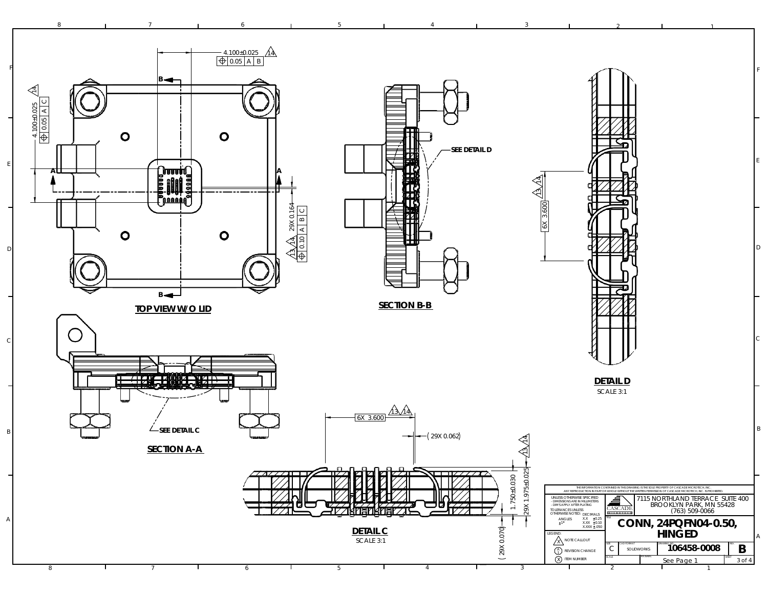**TOP VIEW W/O LID**

4.100±0.025 (14)
⊕ 0.05 | A | B

4.100±0.025 (14)
⊕ 0.05 | A | C

29X 0.164
⊕ 0.10 | A | B | C
(13) (14)

**SECTION B-B**

SEE DETAIL D

**SECTION A-A**

SEE DETAIL C

**DETAIL D**
SCALE 3:1

6X 3.600 (13) (14)

**DETAIL C**
SCALE 3:1

6X 3.600 (13) (14)

(29X 0.062)

1.750±0.030

29X 1.975±0.025 (13) (14)

(29X 0.070)

THE INFORMATION CONTAINED IN THIS DRAWING IS THE SOLE PROPERTY OF CASCADE MICROTECH, INC. ANY REPRODUCTION IN PART OR WHOLE WITHOUT THE WRITTEN PERMISSION OF CASCADE MICROTECH, INC. IS PROHIBITED.

| | | |
|---|---|---|
| UNLESS OTHERWISE SPECIFIED - DIMENSIONS ARE IN MILLIMETERS - DIM'S APPLY AFTER PLATING TOLERANCES UNLESS OTHERWISE NOTED: ANGLES ±1° DECIMALS X.X ±0.25 X.XX ±0.10 X.XXX ±.050 | CASCADE MICROTECH | 7115 NORTHLAND TERRACE SUITE 400 BROOKLYN PARK, MN 55428 (763) 509-0066 |
| LEGEND: (X) NOTE CALLOUT; (A/1) REVISION CHANGE; (X) ITEM NUMBER | TITLE | CONN, 24PQFN04-0.50, HINGED |
| SIZE: C | CAD FORMAT: SOLIDWORKS | DRAWING NO.: 106458-0008 | REV: B |
| SCALE | MATERIAL: See Page 1 | SHEET: 3 of 4 |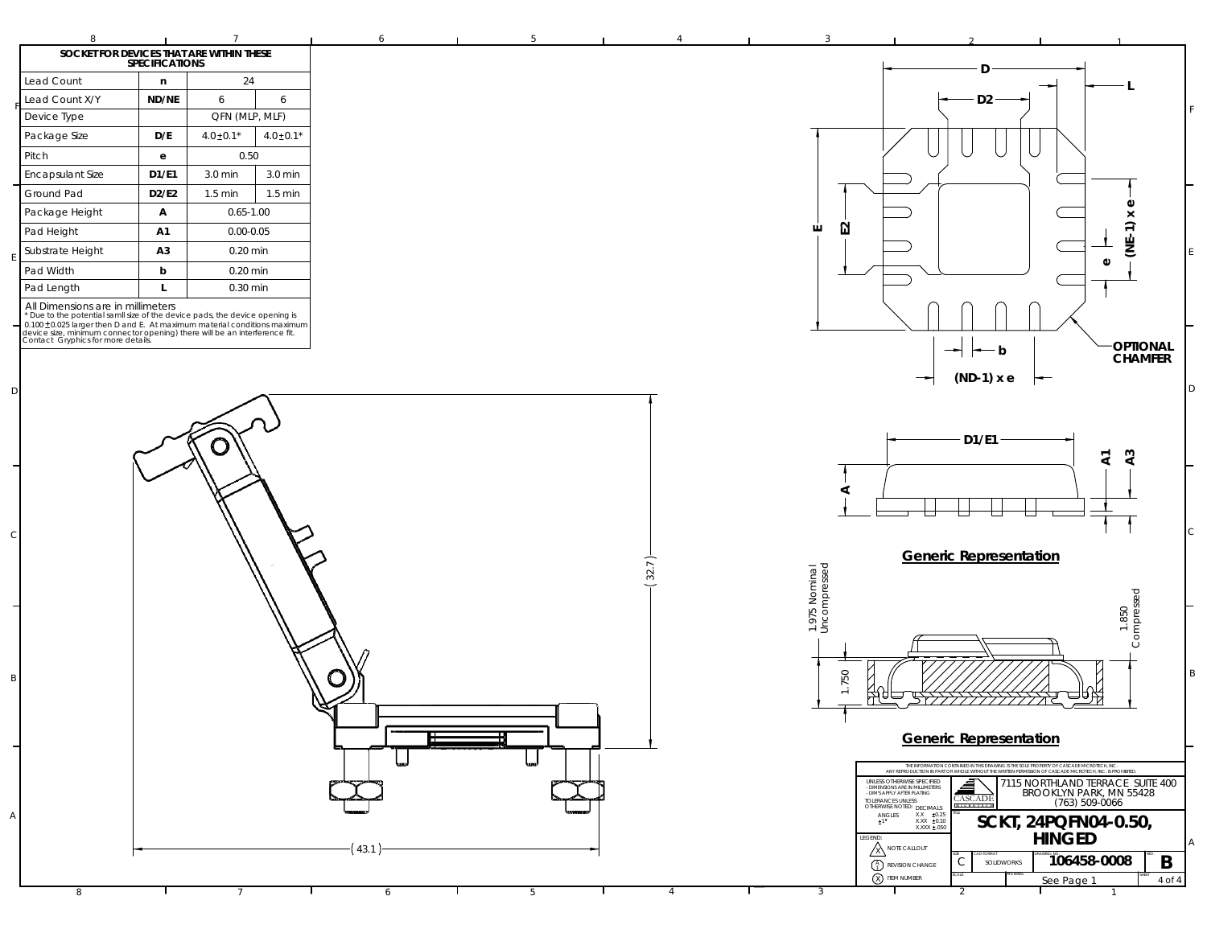| SOCKET FOR DEVICES THAT ARE WITHIN THESE SPECIFICATIONS | | | |
|---|---|---|---|
| Lead Count | n | 24 | |
| Lead Count X/Y | ND/NE | 6 | 6 |
| Device Type | | QFN (MLP, MLF) | |
| Package Size | D/E | 4.0±0.1* | 4.0±0.1* |
| Pitch | e | 0.50 | |
| Encapsulant Size | D1/E1 | 3.0 min | 3.0 min |
| Ground Pad | D2/E2 | 1.5 min | 1.5 min |
| Package Height | A | 0.65-1.00 | |
| Pad Height | A1 | 0.00-0.05 | |
| Substrate Height | A3 | 0.20 min | |
| Pad Width | b | 0.20 min | |
| Pad Length | L | 0.30 min | |

All Dimensions are in millimeters

* Due to the potential samll size of the device pads, the device opening is 0.100±0.025 larger then D and E. At maximum material conditions maximum device size, minimum connector opening) there will be an interference fit. Contact Gryphics for more details.

D
D2
L
E
E2
(NE-1) x e
e
b
(ND-1) x e
OPTIONAL CHAMFER

D1/E1
A
A1
A3

**Generic Representation**

1.975 Nominal Uncompressed
1.850 Compressed
1.750

**Generic Representation**

(32.7)
(43.1)

THE INFORMATION CONTAINED IN THIS DRAWING IS THE SOLE PROPERTY OF CASCADE MICROTECH, INC. ANY REPRODUCTION IN PART OR WHOLE WITHOUT THE WRITTEN PERMISSION OF CASCADE MICROTECH, INC. IS PROHIBITED.

UNLESS OTHERWISE SPECIFIED
- DIMENSIONS ARE IN MILLIMETERS
- DIM'S APPLY AFTER PLATING
TOLERANCES UNLESS OTHERWISE NOTED: DECIMALS
ANGLES ±1° X.X ±0.25 X.XX ±0.10 X.XXX ±.050

LEGEND:
NOTE CALLOUT
REVISION CHANGE
ITEM NUMBER

CASCADE MICROTECH

7115 NORTHLAND TERRACE SUITE 400
BROOKLYN PARK, MN 55428
(763) 509-0066

TITLE: SCKT, 24PQFN04-0.50, HINGED

SIZE: C
CAD FORMAT: SOLIDWORKS
DRAWING NO: 106458-0008
REV: B
SCALE:
See Page 1
SHEET: 4 of 4